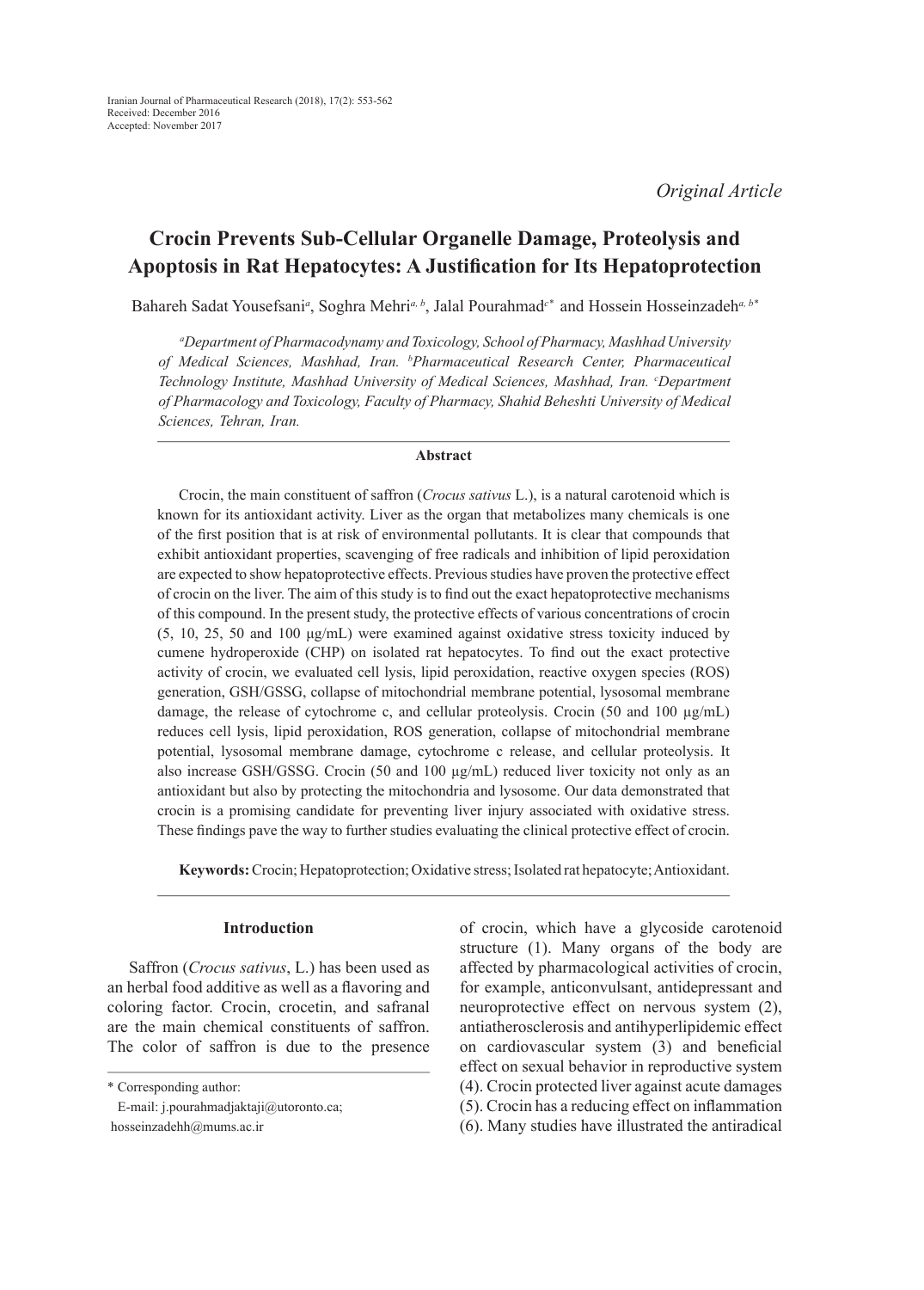Iranian Journal of Pharmaceutical Research (2018), 17(2): 553-562
Received: December 2016
Accepted: November 2017

*Original Article*

# Crocin Prevents Sub-Cellular Organelle Damage, Proteolysis and Apoptosis in Rat Hepatocytes: A Justification for Its Hepatoprotection

Bahareh Sadat Yousefsani[a], Soghra Mehri[a, b], Jalal Pourahmad[c*] and Hossein Hosseinzadeh[a, b*]

*[a]Department of Pharmacodynamy and Toxicology, School of Pharmacy, Mashhad University of Medical Sciences, Mashhad, Iran. [b]Pharmaceutical Research Center, Pharmaceutical Technology Institute, Mashhad University of Medical Sciences, Mashhad, Iran. [c]Department of Pharmacology and Toxicology, Faculty of Pharmacy, Shahid Beheshti University of Medical Sciences, Tehran, Iran.*

## Abstract

Crocin, the main constituent of saffron (*Crocus sativus* L.), is a natural carotenoid which is known for its antioxidant activity. Liver as the organ that metabolizes many chemicals is one of the first position that is at risk of environmental pollutants. It is clear that compounds that exhibit antioxidant properties, scavenging of free radicals and inhibition of lipid peroxidation are expected to show hepatoprotective effects. Previous studies have proven the protective effect of crocin on the liver. The aim of this study is to find out the exact hepatoprotective mechanisms of this compound. In the present study, the protective effects of various concentrations of crocin (5, 10, 25, 50 and 100 µg/mL) were examined against oxidative stress toxicity induced by cumene hydroperoxide (CHP) on isolated rat hepatocytes. To find out the exact protective activity of crocin, we evaluated cell lysis, lipid peroxidation, reactive oxygen species (ROS) generation, GSH/GSSG, collapse of mitochondrial membrane potential, lysosomal membrane damage, the release of cytochrome c, and cellular proteolysis. Crocin (50 and 100 µg/mL) reduces cell lysis, lipid peroxidation, ROS generation, collapse of mitochondrial membrane potential, lysosomal membrane damage, cytochrome c release, and cellular proteolysis. It also increase GSH/GSSG. Crocin (50 and 100 µg/mL) reduced liver toxicity not only as an antioxidant but also by protecting the mitochondria and lysosome. Our data demonstrated that crocin is a promising candidate for preventing liver injury associated with oxidative stress. These findings pave the way to further studies evaluating the clinical protective effect of crocin.

**Keywords:** Crocin; Hepatoprotection; Oxidative stress; Isolated rat hepatocyte; Antioxidant.

## Introduction

Saffron (*Crocus sativus*, L.) has been used as an herbal food additive as well as a flavoring and coloring factor. Crocin, crocetin, and safranal are the main chemical constituents of saffron. The color of saffron is due to the presence of crocin, which have a glycoside carotenoid structure (1). Many organs of the body are affected by pharmacological activities of crocin, for example, anticonvulsant, antidepressant and neuroprotective effect on nervous system (2), antiatherosclerosis and antihyperlipidemic effect on cardiovascular system (3) and beneficial effect on sexual behavior in reproductive system (4). Crocin protected liver against acute damages (5). Crocin has a reducing effect on inflammation (6). Many studies have illustrated the antiradical

\* Corresponding author:
E-mail: j.pourahmadjaktaji@utoronto.ca;
hosseinzadehh@mums.ac.ir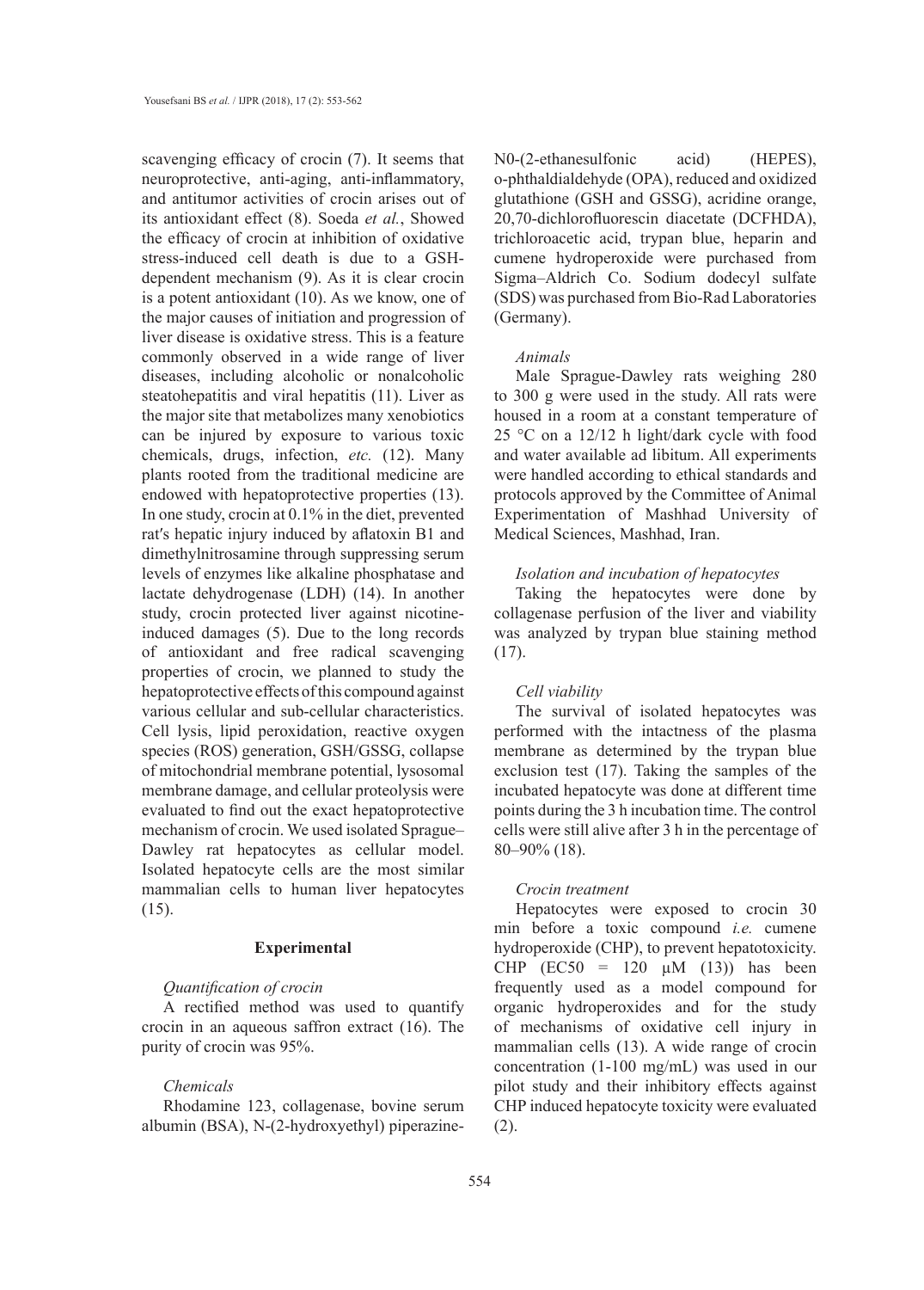scavenging efficacy of crocin (7). It seems that neuroprotective, anti-aging, anti-inflammatory, and antitumor activities of crocin arises out of its antioxidant effect (8). Soeda *et al.*, Showed the efficacy of crocin at inhibition of oxidative stress-induced cell death is due to a GSH-dependent mechanism (9). As it is clear crocin is a potent antioxidant (10). As we know, one of the major causes of initiation and progression of liver disease is oxidative stress. This is a feature commonly observed in a wide range of liver diseases, including alcoholic or nonalcoholic steatohepatitis and viral hepatitis (11). Liver as the major site that metabolizes many xenobiotics can be injured by exposure to various toxic chemicals, drugs, infection, *etc.* (12). Many plants rooted from the traditional medicine are endowed with hepatoprotective properties (13). In one study, crocin at 0.1% in the diet, prevented rat′s hepatic injury induced by aflatoxin B1 and dimethylnitrosamine through suppressing serum levels of enzymes like alkaline phosphatase and lactate dehydrogenase (LDH) (14). In another study, crocin protected liver against nicotine-induced damages (5). Due to the long records of antioxidant and free radical scavenging properties of crocin, we planned to study the hepatoprotective effects of this compound against various cellular and sub-cellular characteristics. Cell lysis, lipid peroxidation, reactive oxygen species (ROS) generation, GSH/GSSG, collapse of mitochondrial membrane potential, lysosomal membrane damage, and cellular proteolysis were evaluated to find out the exact hepatoprotective mechanism of crocin. We used isolated Sprague–Dawley rat hepatocytes as cellular model. Isolated hepatocyte cells are the most similar mammalian cells to human liver hepatocytes (15).

## Experimental

### *Quantification of crocin*

A rectified method was used to quantify crocin in an aqueous saffron extract (16). The purity of crocin was 95%.

### *Chemicals*

Rhodamine 123, collagenase, bovine serum albumin (BSA), N-(2-hydroxyethyl) piperazine-N0-(2-ethanesulfonic acid) (HEPES), o-phthaldialdehyde (OPA), reduced and oxidized glutathione (GSH and GSSG), acridine orange, 20,70-dichlorofluorescin diacetate (DCFHDA), trichloroacetic acid, trypan blue, heparin and cumene hydroperoxide were purchased from Sigma–Aldrich Co. Sodium dodecyl sulfate (SDS) was purchased from Bio-Rad Laboratories (Germany).

### *Animals*

Male Sprague-Dawley rats weighing 280 to 300 g were used in the study. All rats were housed in a room at a constant temperature of 25 °C on a 12/12 h light/dark cycle with food and water available ad libitum. All experiments were handled according to ethical standards and protocols approved by the Committee of Animal Experimentation of Mashhad University of Medical Sciences, Mashhad, Iran.

### *Isolation and incubation of hepatocytes*

Taking the hepatocytes were done by collagenase perfusion of the liver and viability was analyzed by trypan blue staining method (17).

### *Cell viability*

The survival of isolated hepatocytes was performed with the intactness of the plasma membrane as determined by the trypan blue exclusion test (17). Taking the samples of the incubated hepatocyte was done at different time points during the 3 h incubation time. The control cells were still alive after 3 h in the percentage of 80–90% (18).

### *Crocin treatment*

Hepatocytes were exposed to crocin 30 min before a toxic compound *i.e.* cumene hydroperoxide (CHP), to prevent hepatotoxicity. CHP ($EC_{50}$ = 120 μM (13)) has been frequently used as a model compound for organic hydroperoxides and for the study of mechanisms of oxidative cell injury in mammalian cells (13). A wide range of crocin concentration (1-100 mg/mL) was used in our pilot study and their inhibitory effects against CHP induced hepatocyte toxicity were evaluated (2).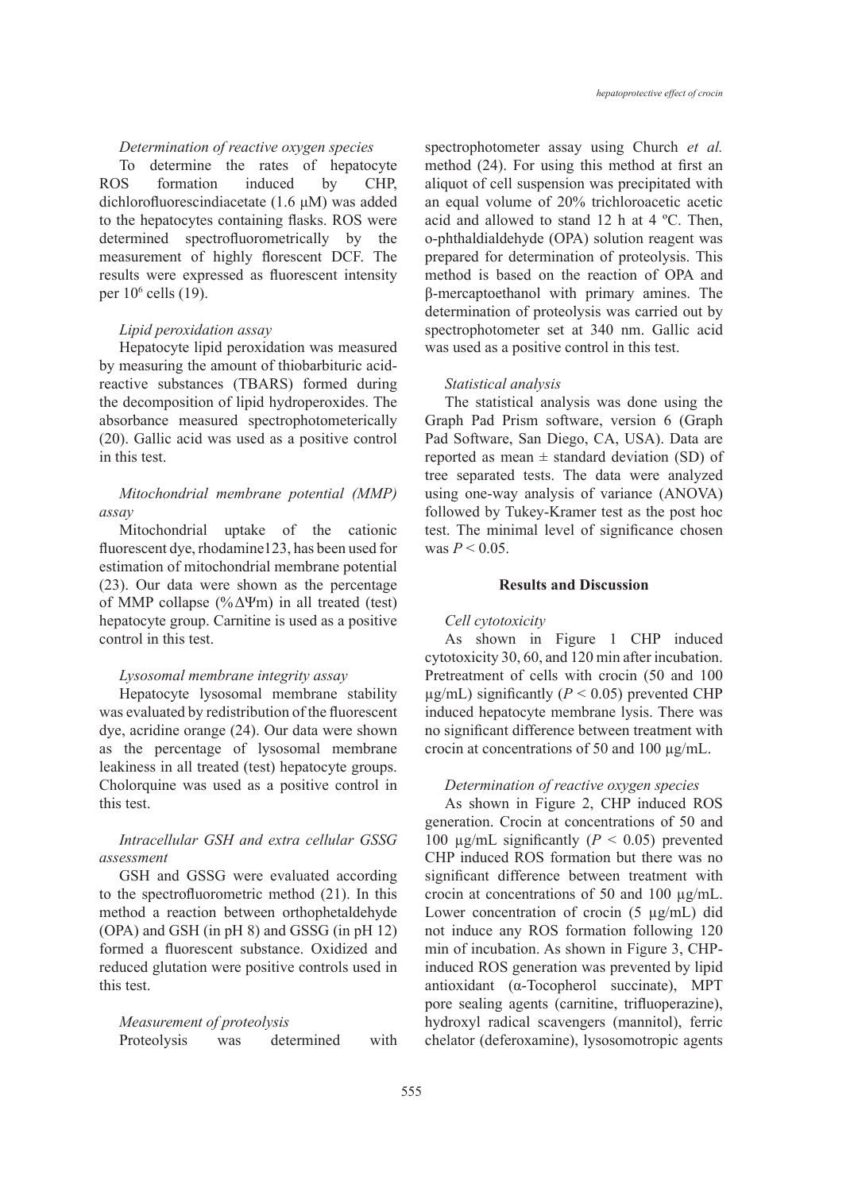*Determination of reactive oxygen species*

To determine the rates of hepatocyte ROS formation induced by CHP, dichlorofluorescindiacetate (1.6 µM) was added to the hepatocytes containing flasks. ROS were determined spectrofluorometrically by the measurement of highly florescent DCF. The results were expressed as fluorescent intensity per $10^6$ cells (19).

*Lipid peroxidation assay*

Hepatocyte lipid peroxidation was measured by measuring the amount of thiobarbituric acid-reactive substances (TBARS) formed during the decomposition of lipid hydroperoxides. The absorbance measured spectrophotometerically (20). Gallic acid was used as a positive control in this test.

*Mitochondrial membrane potential (MMP) assay*

Mitochondrial uptake of the cationic fluorescent dye, rhodamine123, has been used for estimation of mitochondrial membrane potential (23). Our data were shown as the percentage of MMP collapse (%$\Delta\Psi$m) in all treated (test) hepatocyte group. Carnitine is used as a positive control in this test.

*Lysosomal membrane integrity assay*

Hepatocyte lysosomal membrane stability was evaluated by redistribution of the fluorescent dye, acridine orange (24). Our data were shown as the percentage of lysosomal membrane leakiness in all treated (test) hepatocyte groups. Cholorquine was used as a positive control in this test.

*Intracellular GSH and extra cellular GSSG assessment*

GSH and GSSG were evaluated according to the spectrofluorometric method (21). In this method a reaction between orthophetaldehyde (OPA) and GSH (in pH 8) and GSSG (in pH 12) formed a fluorescent substance. Oxidized and reduced glutation were positive controls used in this test.

*Measurement of proteolysis*

Proteolysis was determined with spectrophotometer assay using Church *et al.* method (24). For using this method at first an aliquot of cell suspension was precipitated with an equal volume of 20% trichloroacetic acetic acid and allowed to stand 12 h at 4 ºC. Then, o-phthaldialdehyde (OPA) solution reagent was prepared for determination of proteolysis. This method is based on the reaction of OPA and β-mercaptoethanol with primary amines. The determination of proteolysis was carried out by spectrophotometer set at 340 nm. Gallic acid was used as a positive control in this test.

*Statistical analysis*

The statistical analysis was done using the Graph Pad Prism software, version 6 (Graph Pad Software, San Diego, CA, USA). Data are reported as mean ± standard deviation (SD) of tree separated tests. The data were analyzed using one-way analysis of variance (ANOVA) followed by Tukey-Kramer test as the post hoc test. The minimal level of significance chosen was $P < 0.05$.

## Results and Discussion

*Cell cytotoxicity*

As shown in Figure 1 CHP induced cytotoxicity 30, 60, and 120 min after incubation. Pretreatment of cells with crocin (50 and 100 µg/mL) significantly ($P < 0.05$) prevented CHP induced hepatocyte membrane lysis. There was no significant difference between treatment with crocin at concentrations of 50 and 100 µg/mL.

*Determination of reactive oxygen species*

As shown in Figure 2, CHP induced ROS generation. Crocin at concentrations of 50 and 100 µg/mL significantly ($P < 0.05$) prevented CHP induced ROS formation but there was no significant difference between treatment with crocin at concentrations of 50 and 100 µg/mL. Lower concentration of crocin (5 µg/mL) did not induce any ROS formation following 120 min of incubation. As shown in Figure 3, CHP-induced ROS generation was prevented by lipid antioxidant (α-Tocopherol succinate), MPT pore sealing agents (carnitine, trifluoperazine), hydroxyl radical scavengers (mannitol), ferric chelator (deferoxamine), lysosomotropic agents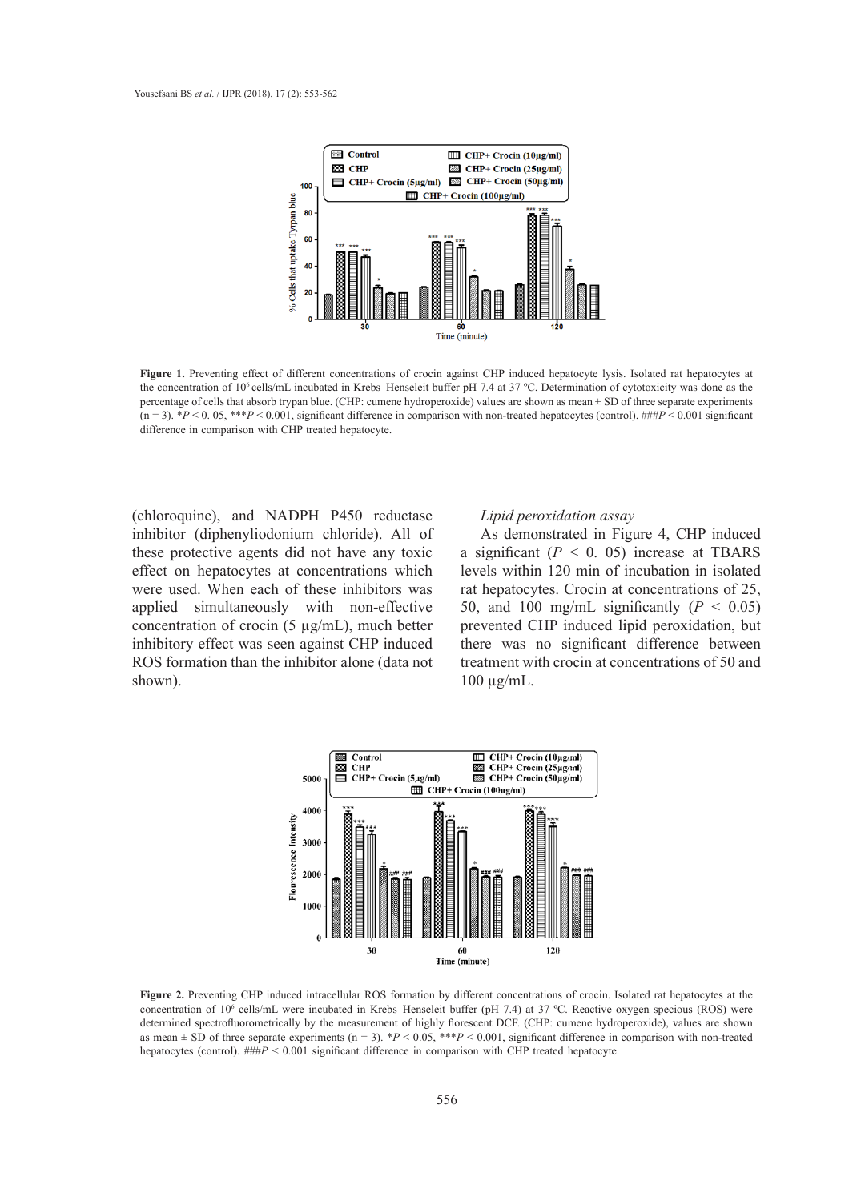**Figure 1.** Preventing effect of different concentrations of crocin against CHP induced hepatocyte lysis. Isolated rat hepatocytes at the concentration of $10^6$ cells/mL incubated in Krebs–Henseleit buffer pH 7.4 at 37 ºC. Determination of cytotoxicity was done as the percentage of cells that absorb trypan blue. (CHP: cumene hydroperoxide) values are shown as mean ± SD of three separate experiments (n = 3). \*$P < 0.05$, \*\*\*$P < 0.001$, significant difference in comparison with non-treated hepatocytes (control). ###$P < 0.001$ significant difference in comparison with CHP treated hepatocyte.

(chloroquine), and NADPH P450 reductase inhibitor (diphenyliodonium chloride). All of these protective agents did not have any toxic effect on hepatocytes at concentrations which were used. When each of these inhibitors was applied simultaneously with non-effective concentration of crocin (5 µg/mL), much better inhibitory effect was seen against CHP induced ROS formation than the inhibitor alone (data not shown).

*Lipid peroxidation assay*

As demonstrated in Figure 4, CHP induced a significant ($P < 0.05$) increase at TBARS levels within 120 min of incubation in isolated rat hepatocytes. Crocin at concentrations of 25, 50, and 100 mg/mL significantly ($P < 0.05$) prevented CHP induced lipid peroxidation, but there was no significant difference between treatment with crocin at concentrations of 50 and 100 µg/mL.

**Figure 2.** Preventing CHP induced intracellular ROS formation by different concentrations of crocin. Isolated rat hepatocytes at the concentration of $10^6$ cells/mL were incubated in Krebs–Henseleit buffer (pH 7.4) at 37 ºC. Reactive oxygen specious (ROS) were determined spectrofluorometrically by the measurement of highly florescent DCF. (CHP: cumene hydroperoxide), values are shown as mean ± SD of three separate experiments (n = 3). \*$P < 0.05$, \*\*\*$P < 0.001$, significant difference in comparison with non-treated hepatocytes (control). ###$P < 0.001$ significant difference in comparison with CHP treated hepatocyte.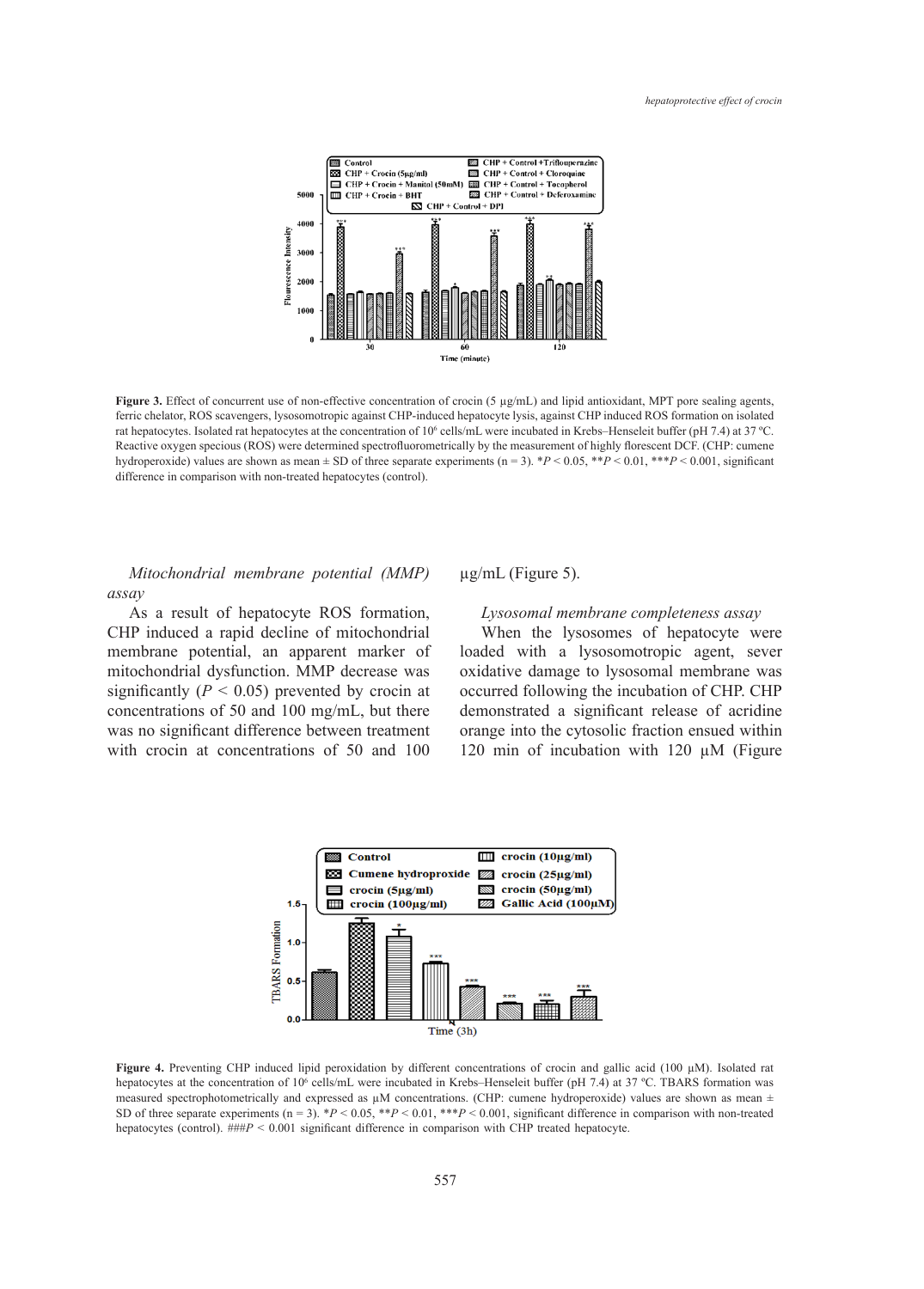**Figure 3.** Effect of concurrent use of non-effective concentration of crocin (5 µg/mL) and lipid antioxidant, MPT pore sealing agents, ferric chelator, ROS scavengers, lysosomotropic against CHP-induced hepatocyte lysis, against CHP induced ROS formation on isolated rat hepatocytes. Isolated rat hepatocytes at the concentration of $10^6$ cells/mL were incubated in Krebs–Henseleit buffer (pH 7.4) at 37 ºC. Reactive oxygen specious (ROS) were determined spectrofluorometrically by the measurement of highly florescent DCF. (CHP: cumene hydroperoxide) values are shown as mean ± SD of three separate experiments (n = 3). *$P < 0.05$, **$P < 0.01$, ***$P < 0.001$, significant difference in comparison with non-treated hepatocytes (control).

*Mitochondrial membrane potential (MMP) assay*

As a result of hepatocyte ROS formation, CHP induced a rapid decline of mitochondrial membrane potential, an apparent marker of mitochondrial dysfunction. MMP decrease was significantly ($P < 0.05$) prevented by crocin at concentrations of 50 and 100 mg/mL, but there was no significant difference between treatment with crocin at concentrations of 50 and 100 µg/mL (Figure 5).

*Lysosomal membrane completeness assay*

When the lysosomes of hepatocyte were loaded with a lysosomotropic agent, sever oxidative damage to lysosomal membrane was occurred following the incubation of CHP. CHP demonstrated a significant release of acridine orange into the cytosolic fraction ensued within 120 min of incubation with 120 µM (Figure

**Figure 4.** Preventing CHP induced lipid peroxidation by different concentrations of crocin and gallic acid (100 µM). Isolated rat hepatocytes at the concentration of $10^6$ cells/mL were incubated in Krebs–Henseleit buffer (pH 7.4) at 37 ºC. TBARS formation was measured spectrophotometrically and expressed as µM concentrations. (CHP: cumene hydroperoxide) values are shown as mean ± SD of three separate experiments (n = 3). *$P < 0.05$, **$P < 0.01$, ***$P < 0.001$, significant difference in comparison with non-treated hepatocytes (control). ###$P < 0.001$ significant difference in comparison with CHP treated hepatocyte.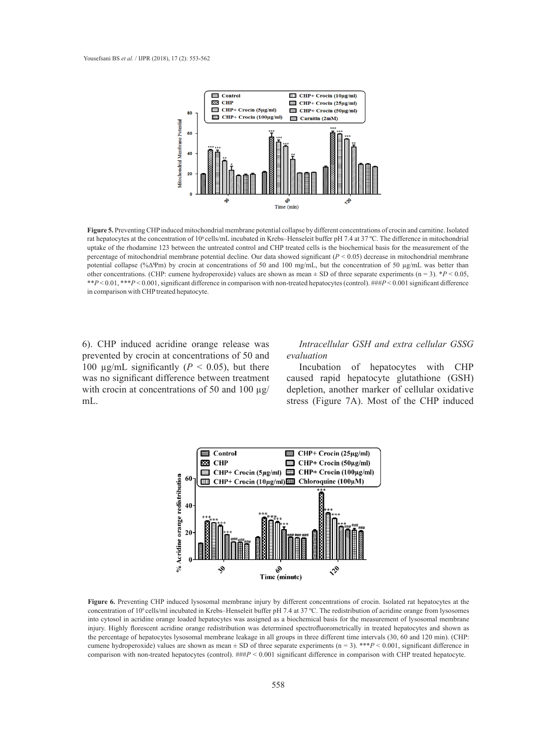**Figure 5.** Preventing CHP induced mitochondrial membrane potential collapse by different concentrations of crocin and carnitine. Isolated rat hepatocytes at the concentration of $10^6$ cells/mL incubated in Krebs–Henseleit buffer pH 7.4 at 37 ºC. The difference in mitochondrial uptake of the rhodamine 123 between the untreated control and CHP treated cells is the biochemical basis for the measurement of the percentage of mitochondrial membrane potential decline. Our data showed significant ($P < 0.05$) decrease in mitochondrial membrane potential collapse (%$\Delta\Psi m$) by crocin at concentrations of 50 and 100 mg/mL, but the concentration of 50 µg/mL was better than other concentrations. (CHP: cumene hydroperoxide) values are shown as mean ± SD of three separate experiments (n = 3). *$P < 0.05$, **$P < 0.01$, ***$P < 0.001$, significant difference in comparison with non-treated hepatocytes (control). ###$P < 0.001$ significant difference in comparison with CHP treated hepatocyte.

6). CHP induced acridine orange release was prevented by crocin at concentrations of 50 and 100 µg/mL significantly ($P < 0.05$), but there was no significant difference between treatment with crocin at concentrations of 50 and 100 µg/mL.

### *Intracellular GSH and extra cellular GSSG evaluation*

Incubation of hepatocytes with CHP caused rapid hepatocyte glutathione (GSH) depletion, another marker of cellular oxidative stress (Figure 7A). Most of the CHP induced

**Figure 6.** Preventing CHP induced lysosomal membrane injury by different concentrations of crocin. Isolated rat hepatocytes at the concentration of $10^6$ cells/ml incubated in Krebs–Henseleit buffer pH 7.4 at 37 ºC. The redistribution of acridine orange from lysosomes into cytosol in acridine orange loaded hepatocytes was assigned as a biochemical basis for the measurement of lysosomal membrane injury. Highly florescent acridine orange redistribution was determined spectrofluorometrically in treated hepatocytes and shown as the percentage of hepatocytes lysosomal membrane leakage in all groups in three different time intervals (30, 60 and 120 min). (CHP: cumene hydroperoxide) values are shown as mean ± SD of three separate experiments (n = 3). ***$P < 0.001$, significant difference in comparison with non-treated hepatocytes (control). ###$P < 0.001$ significant difference in comparison with CHP treated hepatocyte.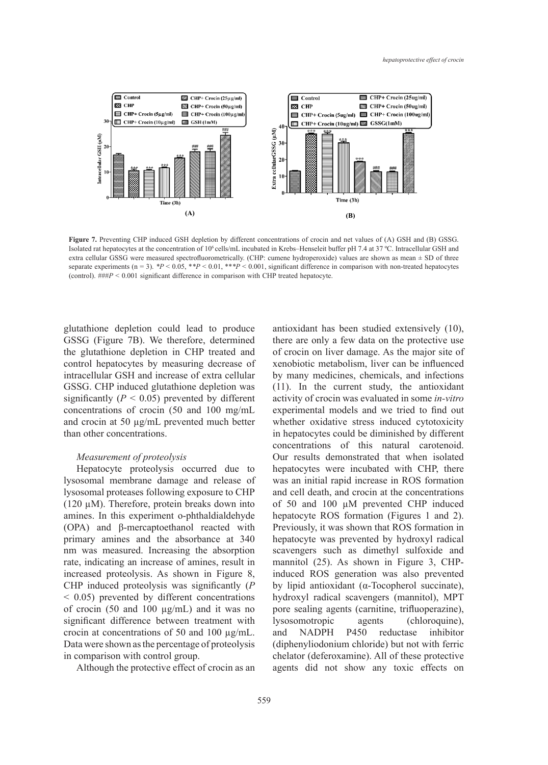**Figure 7.** Preventing CHP induced GSH depletion by different concentrations of crocin and net values of (A) GSH and (B) GSSG. Isolated rat hepatocytes at the concentration of $10^6$ cells/mL incubated in Krebs–Henseleit buffer pH 7.4 at 37 ºC. Intracellular GSH and extra cellular GSSG were measured spectrofluorometrically. (CHP: cumene hydroperoxide) values are shown as mean ± SD of three separate experiments (n = 3). \*$P < 0.05$, \*\*$P < 0.01$, \*\*\*$P < 0.001$, significant difference in comparison with non-treated hepatocytes (control). ###$P < 0.001$ significant difference in comparison with CHP treated hepatocyte.

glutathione depletion could lead to produce GSSG (Figure 7B). We therefore, determined the glutathione depletion in CHP treated and control hepatocytes by measuring decrease of intracellular GSH and increase of extra cellular GSSG. CHP induced glutathione depletion was significantly ($P < 0.05$) prevented by different concentrations of crocin (50 and 100 mg/mL and crocin at 50 µg/mL prevented much better than other concentrations.

### *Measurement of proteolysis*

Hepatocyte proteolysis occurred due to lysosomal membrane damage and release of lysosomal proteases following exposure to CHP (120 µM). Therefore, protein breaks down into amines. In this experiment o-phthaldialdehyde (OPA) and β-mercaptoethanol reacted with primary amines and the absorbance at 340 nm was measured. Increasing the absorption rate, indicating an increase of amines, result in increased proteolysis. As shown in Figure 8, CHP induced proteolysis was significantly ($P < 0.05$) prevented by different concentrations of crocin (50 and 100 µg/mL) and it was no significant difference between treatment with crocin at concentrations of 50 and 100 µg/mL. Data were shown as the percentage of proteolysis in comparison with control group.

Although the protective effect of crocin as an antioxidant has been studied extensively (10), there are only a few data on the protective use of crocin on liver damage. As the major site of xenobiotic metabolism, liver can be influenced by many medicines, chemicals, and infections (11). In the current study, the antioxidant activity of crocin was evaluated in some *in-vitro* experimental models and we tried to find out whether oxidative stress induced cytotoxicity in hepatocytes could be diminished by different concentrations of this natural carotenoid. Our results demonstrated that when isolated hepatocytes were incubated with CHP, there was an initial rapid increase in ROS formation and cell death, and crocin at the concentrations of 50 and 100 µM prevented CHP induced hepatocyte ROS formation (Figures 1 and 2). Previously, it was shown that ROS formation in hepatocyte was prevented by hydroxyl radical scavengers such as dimethyl sulfoxide and mannitol (25). As shown in Figure 3, CHP-induced ROS generation was also prevented by lipid antioxidant (α-Tocopherol succinate), hydroxyl radical scavengers (mannitol), MPT pore sealing agents (carnitine, trifluoperazine), lysosomotropic agents (chloroquine), and NADPH P450 reductase inhibitor (diphenyliodonium chloride) but not with ferric chelator (deferoxamine). All of these protective agents did not show any toxic effects on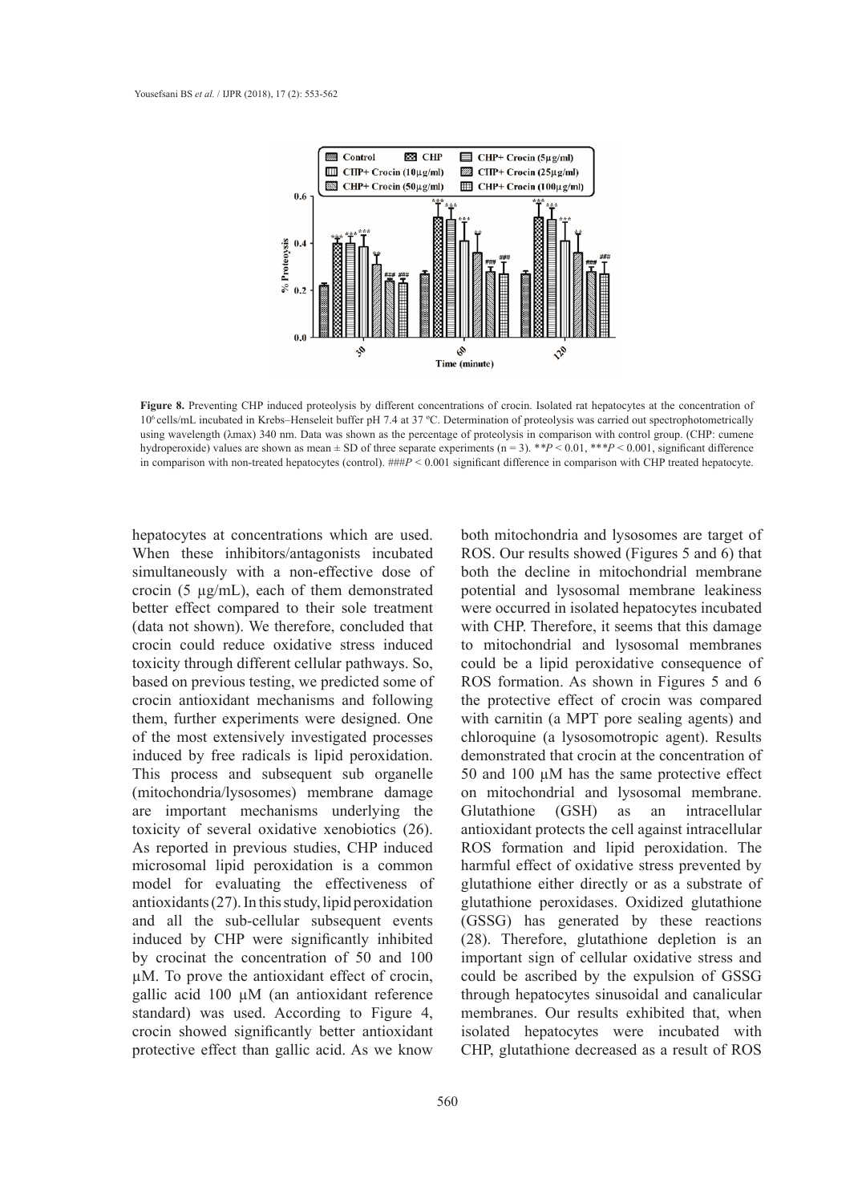**Figure 8.** Preventing CHP induced proteolysis by different concentrations of crocin. Isolated rat hepatocytes at the concentration of $10^6$ cells/mL incubated in Krebs–Henseleit buffer pH 7.4 at 37 ºC. Determination of proteolysis was carried out spectrophotometrically using wavelength (λmax) 340 nm. Data was shown as the percentage of proteolysis in comparison with control group. (CHP: cumene hydroperoxide) values are shown as mean ± SD of three separate experiments (n = 3). $^{**}P < 0.01$, $^{***}P < 0.001$, significant difference in comparison with non-treated hepatocytes (control). $^{\#\#\#}P < 0.001$ significant difference in comparison with CHP treated hepatocyte.

hepatocytes at concentrations which are used. When these inhibitors/antagonists incubated simultaneously with a non-effective dose of crocin (5 µg/mL), each of them demonstrated better effect compared to their sole treatment (data not shown). We therefore, concluded that crocin could reduce oxidative stress induced toxicity through different cellular pathways. So, based on previous testing, we predicted some of crocin antioxidant mechanisms and following them, further experiments were designed. One of the most extensively investigated processes induced by free radicals is lipid peroxidation. This process and subsequent sub organelle (mitochondria/lysosomes) membrane damage are important mechanisms underlying the toxicity of several oxidative xenobiotics (26). As reported in previous studies, CHP induced microsomal lipid peroxidation is a common model for evaluating the effectiveness of antioxidants (27). In this study, lipid peroxidation and all the sub-cellular subsequent events induced by CHP were significantly inhibited by crocinat the concentration of 50 and 100 µM. To prove the antioxidant effect of crocin, gallic acid 100 µM (an antioxidant reference standard) was used. According to Figure 4, crocin showed significantly better antioxidant protective effect than gallic acid. As we know both mitochondria and lysosomes are target of ROS. Our results showed (Figures 5 and 6) that both the decline in mitochondrial membrane potential and lysosomal membrane leakiness were occurred in isolated hepatocytes incubated with CHP. Therefore, it seems that this damage to mitochondrial and lysosomal membranes could be a lipid peroxidative consequence of ROS formation. As shown in Figures 5 and 6 the protective effect of crocin was compared with carnitin (a MPT pore sealing agents) and chloroquine (a lysosomotropic agent). Results demonstrated that crocin at the concentration of 50 and 100 µM has the same protective effect on mitochondrial and lysosomal membrane. Glutathione (GSH) as an intracellular antioxidant protects the cell against intracellular ROS formation and lipid peroxidation. The harmful effect of oxidative stress prevented by glutathione either directly or as a substrate of glutathione peroxidases. Oxidized glutathione (GSSG) has generated by these reactions (28). Therefore, glutathione depletion is an important sign of cellular oxidative stress and could be ascribed by the expulsion of GSSG through hepatocytes sinusoidal and canalicular membranes. Our results exhibited that, when isolated hepatocytes were incubated with CHP, glutathione decreased as a result of ROS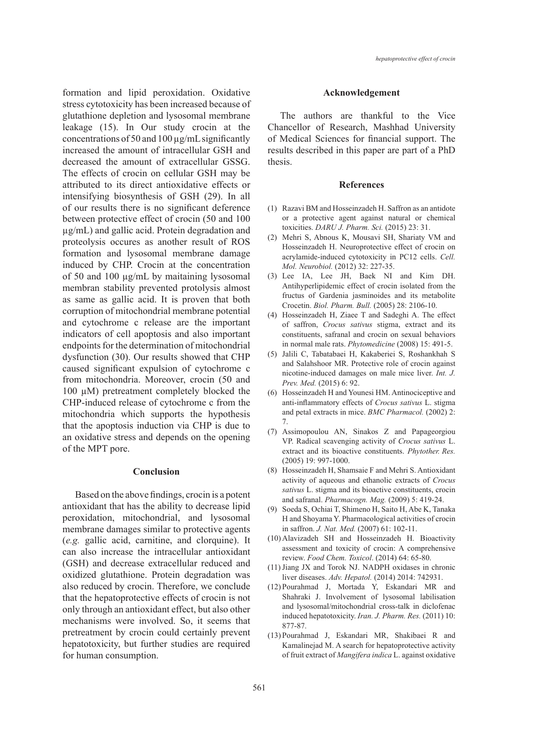formation and lipid peroxidation. Oxidative stress cytotoxicity has been increased because of glutathione depletion and lysosomal membrane leakage (15). In Our study crocin at the concentrations of 50 and 100 µg/mL significantly increased the amount of intracellular GSH and decreased the amount of extracellular GSSG. The effects of crocin on cellular GSH may be attributed to its direct antioxidative effects or intensifying biosynthesis of GSH (29). In all of our results there is no significant deference between protective effect of crocin (50 and 100 µg/mL) and gallic acid. Protein degradation and proteolysis occures as another result of ROS formation and lysosomal membrane damage induced by CHP. Crocin at the concentration of 50 and 100 µg/mL by maitaining lysosomal membran stability prevented protolysis almost as same as gallic acid. It is proven that both corruption of mitochondrial membrane potential and cytochrome c release are the important indicators of cell apoptosis and also important endpoints for the determination of mitochondrial dysfunction (30). Our results showed that CHP caused significant expulsion of cytochrome c from mitochondria. Moreover, crocin (50 and 100 µM) pretreatment completely blocked the CHP-induced release of cytochrome c from the mitochondria which supports the hypothesis that the apoptosis induction via CHP is due to an oxidative stress and depends on the opening of the MPT pore.

## Conclusion

Based on the above findings, crocin is a potent antioxidant that has the ability to decrease lipid peroxidation, mitochondrial, and lysosomal membrane damages similar to protective agents (*e.g.* gallic acid, carnitine, and clorquine). It can also increase the intracellular antioxidant (GSH) and decrease extracellular reduced and oxidized glutathione. Protein degradation was also reduced by crocin. Therefore, we conclude that the hepatoprotective effects of crocin is not only through an antioxidant effect, but also other mechanisms were involved. So, it seems that pretreatment by crocin could certainly prevent hepatotoxicity, but further studies are required for human consumption.

## Acknowledgement

The authors are thankful to the Vice Chancellor of Research, Mashhad University of Medical Sciences for financial support. The results described in this paper are part of a PhD thesis.

## References

(1) Razavi BM and Hosseinzadeh H. Saffron as an antidote or a protective agent against natural or chemical toxicities. *DARU J. Pharm. Sci.* (2015) 23: 31.

(2) Mehri S, Abnous K, Mousavi SH, Shariaty VM and Hosseinzadeh H. Neuroprotective effect of crocin on acrylamide-induced cytotoxicity in PC12 cells. *Cell. Mol. Neurobiol.* (2012) 32: 227-35.

(3) Lee IA, Lee JH, Baek NI and Kim DH. Antihyperlipidemic effect of crocin isolated from the fructus of Gardenia jasminoides and its metabolite Crocetin. *Biol. Pharm. Bull.* (2005) 28: 2106-10.

(4) Hosseinzadeh H, Ziaee T and Sadeghi A. The effect of saffron, *Crocus sativus* stigma, extract and its constituents, safranal and crocin on sexual behaviors in normal male rats. *Phytomedicine* (2008) 15: 491-5.

(5) Jalili C, Tabatabaei H, Kakaberiei S, Roshankhah S and Salahshoor MR. Protective role of crocin against nicotine-induced damages on male mice liver. *Int. J. Prev. Med.* (2015) 6: 92.

(6) Hosseinzadeh H and Younesi HM. Antinociceptive and anti-inflammatory effects of *Crocus sativus* L. stigma and petal extracts in mice. *BMC Pharmacol.* (2002) 2: 7.

(7) Assimopoulou AN, Sinakos Z and Papageorgiou VP. Radical scavenging activity of *Crocus sativus* L. extract and its bioactive constituents. *Phytother. Res.* (2005) 19: 997-1000.

(8) Hosseinzadeh H, Shamsaie F and Mehri S. Antioxidant activity of aqueous and ethanolic extracts of *Crocus sativus* L. stigma and its bioactive constituents, crocin and safranal. *Pharmacogn. Mag.* (2009) 5: 419-24.

(9) Soeda S, Ochiai T, Shimeno H, Saito H, Abe K, Tanaka H and Shoyama Y. Pharmacological activities of crocin in saffron. *J. Nat. Med.* (2007) 61: 102-11.

(10) Alavizadeh SH and Hosseinzadeh H. Bioactivity assessment and toxicity of crocin: A comprehensive review. *Food Chem. Toxicol*. (2014) 64: 65-80.

(11) Jiang JX and Torok NJ. NADPH oxidases in chronic liver diseases. *Adv. Hepatol.* (2014) 2014: 742931.

(12) Pourahmad J, Mortada Y, Eskandari MR and Shahraki J. Involvement of lysosomal labilisation and lysosomal/mitochondrial cross-talk in diclofenac induced hepatotoxicity. *Iran. J. Pharm. Res.* (2011) 10: 877-87.

(13) Pourahmad J, Eskandari MR, Shakibaei R and Kamalinejad M. A search for hepatoprotective activity of fruit extract of *Mangifera indica* L. against oxidative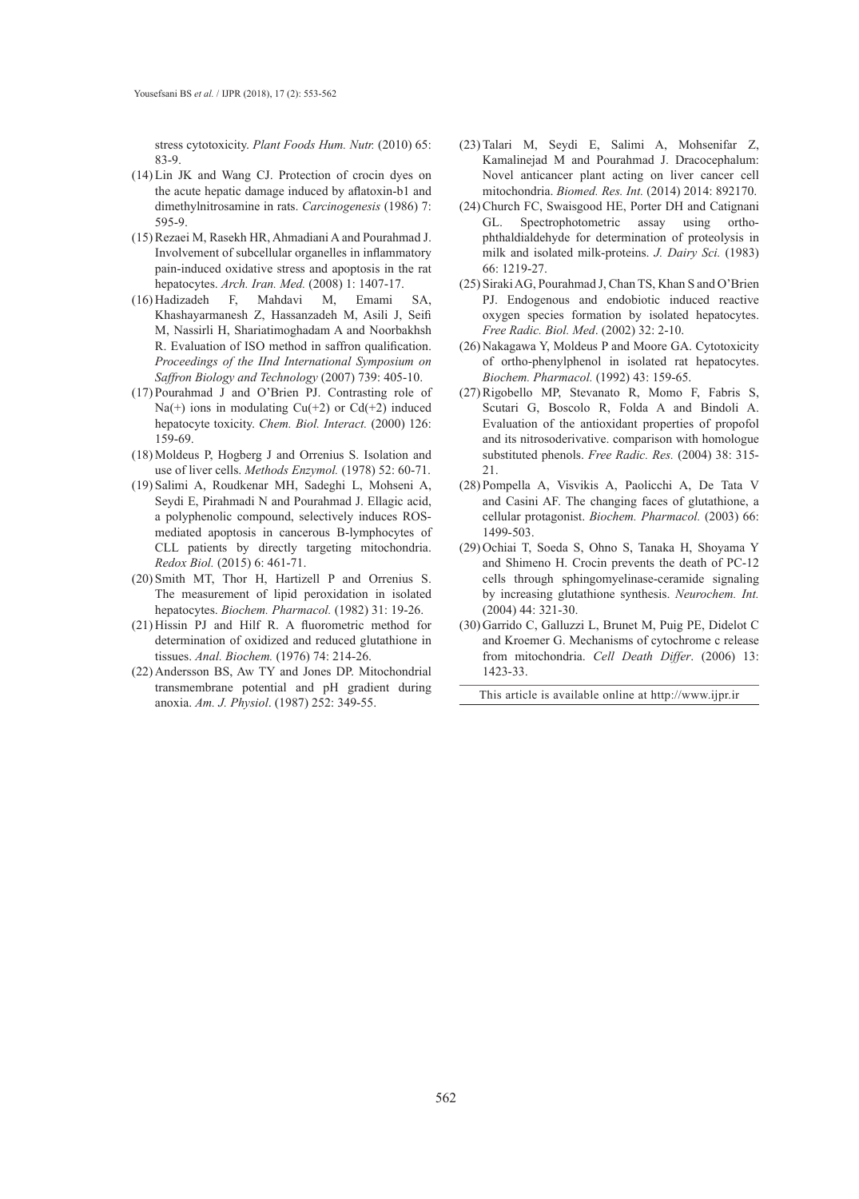stress cytotoxicity. *Plant Foods Hum. Nutr.* (2010) 65: 83-9.

(14) Lin JK and Wang CJ. Protection of crocin dyes on the acute hepatic damage induced by aflatoxin-b1 and dimethylnitrosamine in rats. *Carcinogenesis* (1986) 7: 595-9.

(15) Rezaei M, Rasekh HR, Ahmadiani A and Pourahmad J. Involvement of subcellular organelles in inflammatory pain-induced oxidative stress and apoptosis in the rat hepatocytes. *Arch. Iran. Med.* (2008) 1: 1407-17.

(16) Hadizadeh F, Mahdavi M, Emami SA, Khashayarmanesh Z, Hassanzadeh M, Asili J, Seifi M, Nassirli H, Shariatimoghadam A and Noorbakhsh R. Evaluation of ISO method in saffron qualification. *Proceedings of the IInd International Symposium on Saffron Biology and Technology* (2007) 739: 405-10.

(17) Pourahmad J and O'Brien PJ. Contrasting role of Na(+) ions in modulating Cu(+2) or Cd(+2) induced hepatocyte toxicity. *Chem. Biol. Interact.* (2000) 126: 159-69.

(18) Moldeus P, Hogberg J and Orrenius S. Isolation and use of liver cells. *Methods Enzymol.* (1978) 52: 60-71.

(19) Salimi A, Roudkenar MH, Sadeghi L, Mohseni A, Seydi E, Pirahmadi N and Pourahmad J. Ellagic acid, a polyphenolic compound, selectively induces ROS-mediated apoptosis in cancerous B-lymphocytes of CLL patients by directly targeting mitochondria. *Redox Biol.* (2015) 6: 461-71.

(20) Smith MT, Thor H, Hartizell P and Orrenius S. The measurement of lipid peroxidation in isolated hepatocytes. *Biochem. Pharmacol.* (1982) 31: 19-26.

(21) Hissin PJ and Hilf R. A fluorometric method for determination of oxidized and reduced glutathione in tissues. *Anal. Biochem.* (1976) 74: 214-26.

(22) Andersson BS, Aw TY and Jones DP. Mitochondrial transmembrane potential and pH gradient during anoxia. *Am. J. Physiol*. (1987) 252: 349-55.

(23) Talari M, Seydi E, Salimi A, Mohsenifar Z, Kamalinejad M and Pourahmad J. Dracocephalum: Novel anticancer plant acting on liver cancer cell mitochondria. *Biomed. Res. Int*. (2014) 2014: 892170.

(24) Church FC, Swaisgood HE, Porter DH and Catignani GL. Spectrophotometric assay using ortho-phthaldialdehyde for determination of proteolysis in milk and isolated milk-proteins. *J. Dairy Sci.* (1983) 66: 1219-27.

(25) Siraki AG, Pourahmad J, Chan TS, Khan S and O'Brien PJ. Endogenous and endobiotic induced reactive oxygen species formation by isolated hepatocytes. *Free Radic. Biol. Med*. (2002) 32: 2-10.

(26) Nakagawa Y, Moldeus P and Moore GA. Cytotoxicity of ortho-phenylphenol in isolated rat hepatocytes. *Biochem. Pharmacol.* (1992) 43: 159-65.

(27) Rigobello MP, Stevanato R, Momo F, Fabris S, Scutari G, Boscolo R, Folda A and Bindoli A. Evaluation of the antioxidant properties of propofol and its nitrosoderivative. comparison with homologue substituted phenols. *Free Radic. Res.* (2004) 38: 315-21.

(28) Pompella A, Visvikis A, Paolicchi A, De Tata V and Casini AF. The changing faces of glutathione, a cellular protagonist. *Biochem. Pharmacol.* (2003) 66: 1499-503.

(29) Ochiai T, Soeda S, Ohno S, Tanaka H, Shoyama Y and Shimeno H. Crocin prevents the death of PC-12 cells through sphingomyelinase-ceramide signaling by increasing glutathione synthesis. *Neurochem. Int.* (2004) 44: 321-30.

(30) Garrido C, Galluzzi L, Brunet M, Puig PE, Didelot C and Kroemer G. Mechanisms of cytochrome c release from mitochondria. *Cell Death Differ*. (2006) 13: 1423-33.

This article is available online at http://www.ijpr.ir